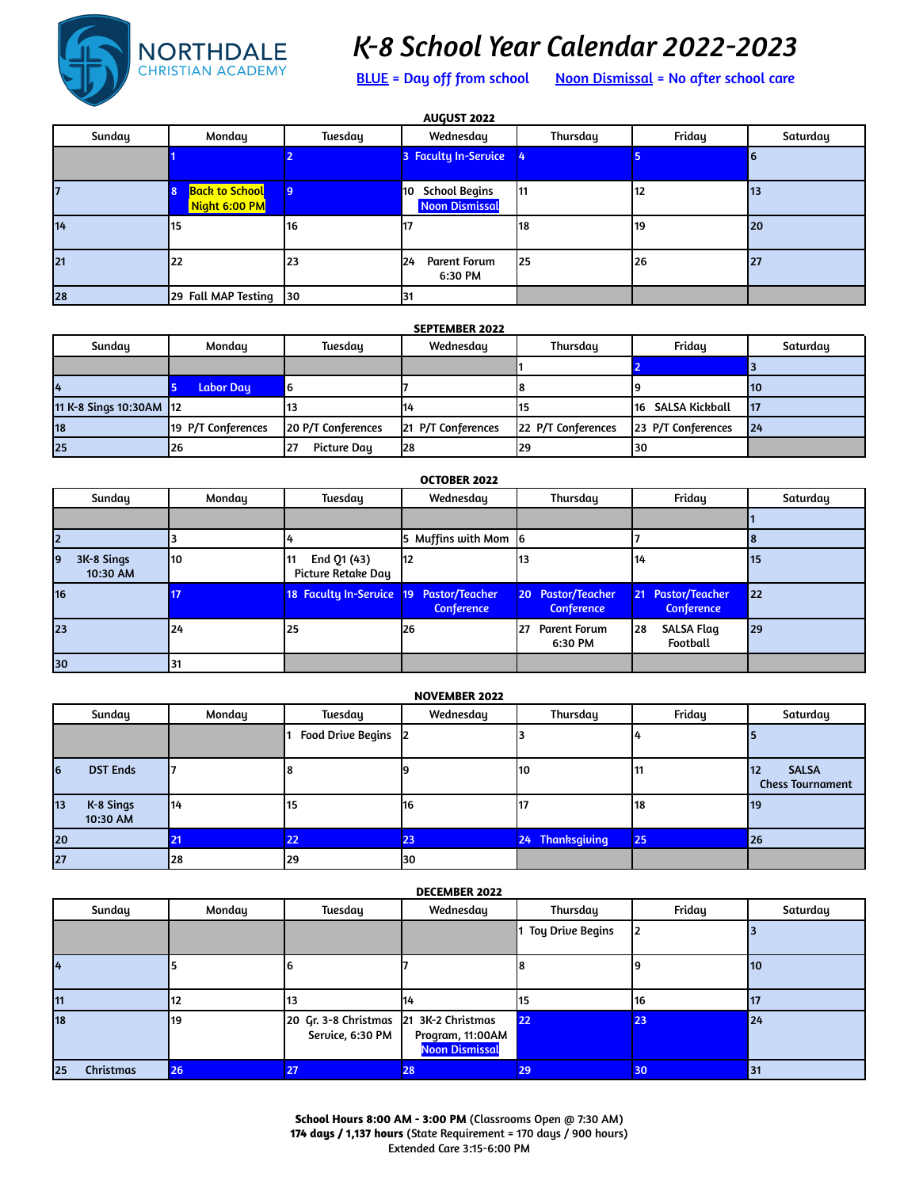NORTHDALE CHRISTIAN ACADEMY

# K-8 School Year Calendar 2022-2023

BLUE = Day off from school    Noon Dismissal = No after school care

### AUGUST 2022

| Sunday | Monday | Tuesday | Wednesday | Thursday | Friday | Saturday |
|---|---|---|---|---|---|---|
| | 1 | 2 | 3 Faculty In-Service | 4 | 5 | 6 |
| 7 | 8 Back to School Night 6:00 PM | 9 | 10 School Begins Noon Dismissal | 11 | 12 | 13 |
| 14 | 15 | 16 | 17 | 18 | 19 | 20 |
| 21 | 22 | 23 | 24 Parent Forum 6:30 PM | 25 | 26 | 27 |
| 28 | 29 Fall MAP Testing | 30 | 31 | | | |

### SEPTEMBER 2022

| Sunday | Monday | Tuesday | Wednesday | Thursday | Friday | Saturday |
|---|---|---|---|---|---|---|
| | | | | 1 | 2 | 3 |
| 4 | 5 Labor Day | 6 | 7 | 8 | 9 | 10 |
| 11 K-8 Sings 10:30AM | 12 | 13 | 14 | 15 | 16 SALSA Kickball | 17 |
| 18 | 19 P/T Conferences | 20 P/T Conferences | 21 P/T Conferences | 22 P/T Conferences | 23 P/T Conferences | 24 |
| 25 | 26 | 27 Picture Day | 28 | 29 | 30 | |

### OCTOBER 2022

| Sunday | Monday | Tuesday | Wednesday | Thursday | Friday | Saturday |
|---|---|---|---|---|---|---|
| | | | | | | 1 |
| 2 | 3 | 4 | 5 Muffins with Mom | 6 | 7 | 8 |
| 9 3K-8 Sings 10:30 AM | 10 | 11 End Q1 (43) Picture Retake Day | 12 | 13 | 14 | 15 |
| 16 | 17 | 18 Faculty In-Service | 19 Pastor/Teacher Conference | 20 Pastor/Teacher Conference | 21 Pastor/Teacher Conference | 22 |
| 23 | 24 | 25 | 26 | 27 Parent Forum 6:30 PM | 28 SALSA Flag Football | 29 |
| 30 | 31 | | | | | |

### NOVEMBER 2022

| Sunday | Monday | Tuesday | Wednesday | Thursday | Friday | Saturday |
|---|---|---|---|---|---|---|
| | | 1 Food Drive Begins | 2 | 3 | 4 | 5 |
| 6 DST Ends | 7 | 8 | 9 | 10 | 11 | 12 SALSA Chess Tournament |
| 13 K-8 Sings 10:30 AM | 14 | 15 | 16 | 17 | 18 | 19 |
| 20 | 21 | 22 | 23 | 24 Thanksgiving | 25 | 26 |
| 27 | 28 | 29 | 30 | | | |

### DECEMBER 2022

| Sunday | Monday | Tuesday | Wednesday | Thursday | Friday | Saturday |
|---|---|---|---|---|---|---|
| | | | | 1 Toy Drive Begins | 2 | 3 |
| 4 | 5 | 6 | 7 | 8 | 9 | 10 |
| 11 | 12 | 13 | 14 | 15 | 16 | 17 |
| 18 | 19 | 20 Gr. 3-8 Christmas Service, 6:30 PM | 21 3K-2 Christmas Program, 11:00AM Noon Dismissal | 22 | 23 | 24 |
| 25 Christmas | 26 | 27 | 28 | 29 | 30 | 31 |

**School Hours 8:00 AM - 3:00 PM** (Classrooms Open @ 7:30 AM)
**174 days / 1,137 hours** (State Requirement = 170 days / 900 hours)
Extended Care 3:15-6:00 PM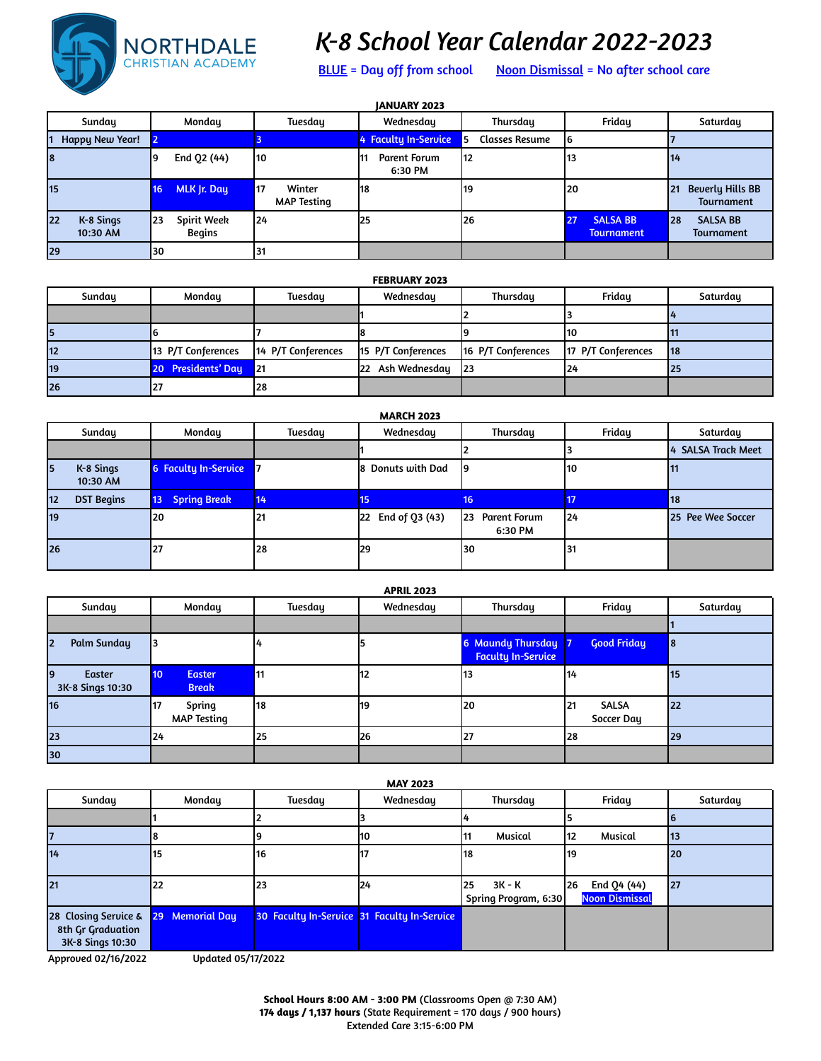NORTHDALE CHRISTIAN ACADEMY

# K-8 School Year Calendar 2022-2023

BLUE = Day off from school      Noon Dismissal = No after school care

**JANUARY 2023**

| Sunday | Monday | Tuesday | Wednesday | Thursday | Friday | Saturday |
|---|---|---|---|---|---|---|
| 1 Happy New Year! | 2 | 3 | 4 Faculty In-Service | 5 Classes Resume | 6 | 7 |
| 8 | 9 End Q2 (44) | 10 | 11 Parent Forum 6:30 PM | 12 | 13 | 14 |
| 15 | 16 MLK Jr. Day | 17 Winter MAP Testing | 18 | 19 | 20 | 21 Beverly Hills BB Tournament |
| 22 K-8 Sings 10:30 AM | 23 Spirit Week Begins | 24 | 25 | 26 | 27 SALSA BB Tournament | 28 SALSA BB Tournament |
| 29 | 30 | 31 | | | | |

**FEBRUARY 2023**

| Sunday | Monday | Tuesday | Wednesday | Thursday | Friday | Saturday |
|---|---|---|---|---|---|---|
| | | | 1 | 2 | 3 | 4 |
| 5 | 6 | 7 | 8 | 9 | 10 | 11 |
| 12 | 13 P/T Conferences | 14 P/T Conferences | 15 P/T Conferences | 16 P/T Conferences | 17 P/T Conferences | 18 |
| 19 | 20 Presidents' Day | 21 | 22 Ash Wednesday | 23 | 24 | 25 |
| 26 | 27 | 28 | | | | |

**MARCH 2023**

| Sunday | Monday | Tuesday | Wednesday | Thursday | Friday | Saturday |
|---|---|---|---|---|---|---|
| | | | 1 | 2 | 3 | 4 SALSA Track Meet |
| 5 K-8 Sings 10:30 AM | 6 Faculty In-Service | 7 | 8 Donuts with Dad | 9 | 10 | 11 |
| 12 DST Begins | 13 Spring Break | 14 | 15 | 16 | 17 | 18 |
| 19 | 20 | 21 | 22 End of Q3 (43) | 23 Parent Forum 6:30 PM | 24 | 25 Pee Wee Soccer |
| 26 | 27 | 28 | 29 | 30 | 31 | |

**APRIL 2023**

| Sunday | Monday | Tuesday | Wednesday | Thursday | Friday | Saturday |
|---|---|---|---|---|---|---|
| | | | | | | 1 |
| 2 Palm Sunday | 3 | 4 | 5 | 6 Maundy Thursday Faculty In-Service | 7 Good Friday | 8 |
| 9 Easter 3K-8 Sings 10:30 | 10 Easter Break | 11 | 12 | 13 | 14 | 15 |
| 16 | 17 Spring MAP Testing | 18 | 19 | 20 | 21 SALSA Soccer Day | 22 |
| 23 | 24 | 25 | 26 | 27 | 28 | 29 |
| 30 | | | | | | |

**MAY 2023**

| Sunday | Monday | Tuesday | Wednesday | Thursday | Friday | Saturday |
|---|---|---|---|---|---|---|
| | 1 | 2 | 3 | 4 | 5 | 6 |
| 7 | 8 | 9 | 10 | 11 Musical | 12 Musical | 13 |
| 14 | 15 | 16 | 17 | 18 | 19 | 20 |
| 21 | 22 | 23 | 24 | 25 3K - K Spring Program, 6:30 | 26 End Q4 (44) Noon Dismissal | 27 |
| 28 Closing Service & 8th Gr Graduation 3K-8 Sings 10:30 | 29 Memorial Day | 30 Faculty In-Service | 31 Faculty In-Service | | | |

Approved 02/16/2022      Updated 05/17/2022

**School Hours 8:00 AM - 3:00 PM** (Classrooms Open @ 7:30 AM)
**174 days / 1,137 hours** (State Requirement = 170 days / 900 hours)
Extended Care 3:15-6:00 PM